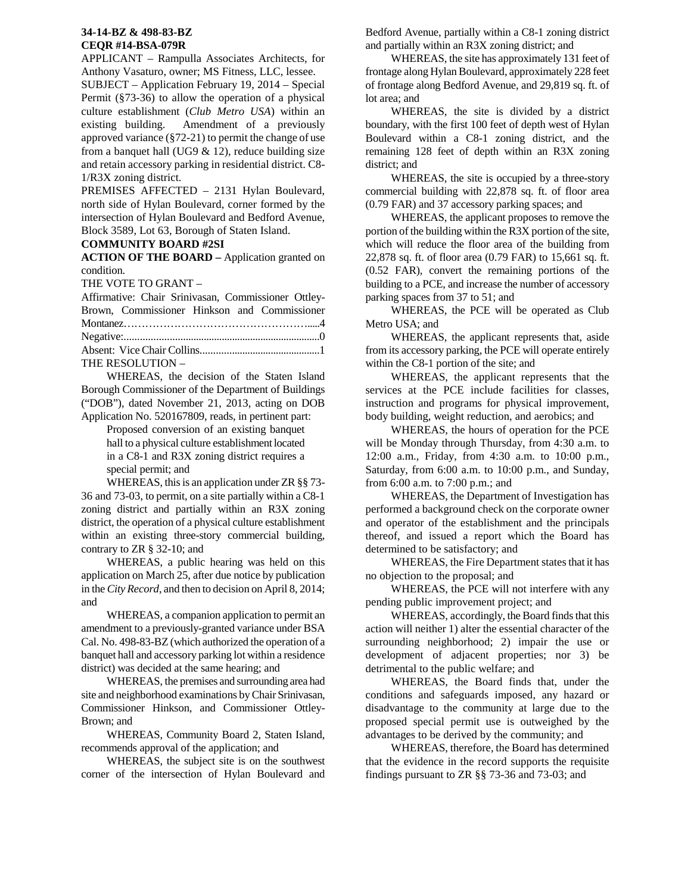**34-14-BZ & 498-83-BZ**
**CEQR #14-BSA-079R**

APPLICANT – Rampulla Associates Architects, for Anthony Vasaturo, owner; MS Fitness, LLC, lessee.

SUBJECT – Application February 19, 2014 – Special Permit (§73-36) to allow the operation of a physical culture establishment (*Club Metro USA*) within an existing building. Amendment of a previously approved variance (§72-21) to permit the change of use from a banquet hall (UG9 & 12), reduce building size and retain accessory parking in residential district. C8-1/R3X zoning district.

PREMISES AFFECTED – 2131 Hylan Boulevard, north side of Hylan Boulevard, corner formed by the intersection of Hylan Boulevard and Bedford Avenue, Block 3589, Lot 63, Borough of Staten Island.

**COMMUNITY BOARD #2SI**

**ACTION OF THE BOARD –** Application granted on condition.

THE VOTE TO GRANT –

Affirmative: Chair Srinivasan, Commissioner Ottley-Brown, Commissioner Hinkson and Commissioner Montanez……………………………………………....4
Negative:...........................................................................0
Absent: Vice Chair Collins.............................................1

THE RESOLUTION –

WHEREAS, the decision of the Staten Island Borough Commissioner of the Department of Buildings ("DOB"), dated November 21, 2013, acting on DOB Application No. 520167809, reads, in pertinent part:

> Proposed conversion of an existing banquet hall to a physical culture establishment located in a C8-1 and R3X zoning district requires a special permit; and

WHEREAS, this is an application under ZR §§ 73-36 and 73-03, to permit, on a site partially within a C8-1 zoning district and partially within an R3X zoning district, the operation of a physical culture establishment within an existing three-story commercial building, contrary to ZR § 32-10; and

WHEREAS, a public hearing was held on this application on March 25, after due notice by publication in the *City Record*, and then to decision on April 8, 2014; and

WHEREAS, a companion application to permit an amendment to a previously-granted variance under BSA Cal. No. 498-83-BZ (which authorized the operation of a banquet hall and accessory parking lot within a residence district) was decided at the same hearing; and

WHEREAS, the premises and surrounding area had site and neighborhood examinations by Chair Srinivasan, Commissioner Hinkson, and Commissioner Ottley-Brown; and

WHEREAS, Community Board 2, Staten Island, recommends approval of the application; and

WHEREAS, the subject site is on the southwest corner of the intersection of Hylan Boulevard and Bedford Avenue, partially within a C8-1 zoning district and partially within an R3X zoning district; and

WHEREAS, the site has approximately 131 feet of frontage along Hylan Boulevard, approximately 228 feet of frontage along Bedford Avenue, and 29,819 sq. ft. of lot area; and

WHEREAS, the site is divided by a district boundary, with the first 100 feet of depth west of Hylan Boulevard within a C8-1 zoning district, and the remaining 128 feet of depth within an R3X zoning district; and

WHEREAS, the site is occupied by a three-story commercial building with 22,878 sq. ft. of floor area (0.79 FAR) and 37 accessory parking spaces; and

WHEREAS, the applicant proposes to remove the portion of the building within the R3X portion of the site, which will reduce the floor area of the building from 22,878 sq. ft. of floor area (0.79 FAR) to 15,661 sq. ft. (0.52 FAR), convert the remaining portions of the building to a PCE, and increase the number of accessory parking spaces from 37 to 51; and

WHEREAS, the PCE will be operated as Club Metro USA; and

WHEREAS, the applicant represents that, aside from its accessory parking, the PCE will operate entirely within the C8-1 portion of the site; and

WHEREAS, the applicant represents that the services at the PCE include facilities for classes, instruction and programs for physical improvement, body building, weight reduction, and aerobics; and

WHEREAS, the hours of operation for the PCE will be Monday through Thursday, from 4:30 a.m. to 12:00 a.m., Friday, from 4:30 a.m. to 10:00 p.m., Saturday, from 6:00 a.m. to 10:00 p.m., and Sunday, from 6:00 a.m. to 7:00 p.m.; and

WHEREAS, the Department of Investigation has performed a background check on the corporate owner and operator of the establishment and the principals thereof, and issued a report which the Board has determined to be satisfactory; and

WHEREAS, the Fire Department states that it has no objection to the proposal; and

WHEREAS, the PCE will not interfere with any pending public improvement project; and

WHEREAS, accordingly, the Board finds that this action will neither 1) alter the essential character of the surrounding neighborhood; 2) impair the use or development of adjacent properties; nor 3) be detrimental to the public welfare; and

WHEREAS, the Board finds that, under the conditions and safeguards imposed, any hazard or disadvantage to the community at large due to the proposed special permit use is outweighed by the advantages to be derived by the community; and

WHEREAS, therefore, the Board has determined that the evidence in the record supports the requisite findings pursuant to ZR §§ 73-36 and 73-03; and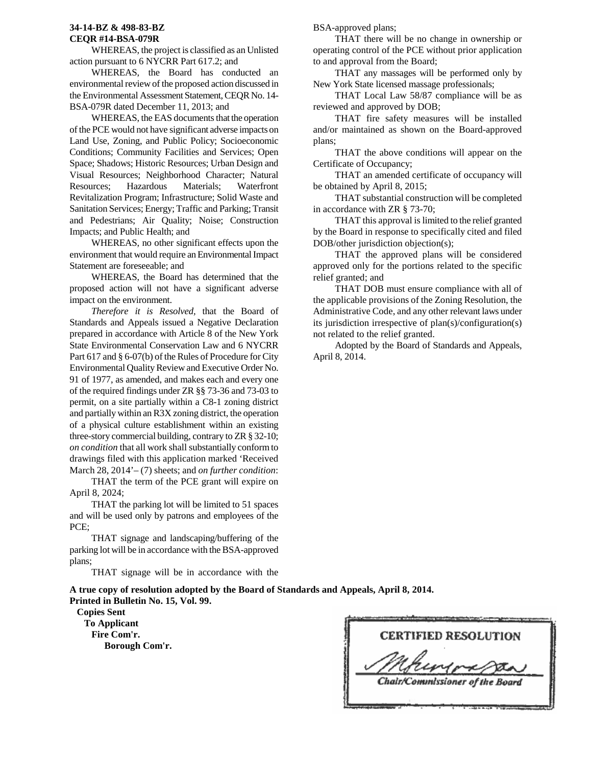**34-14-BZ & 498-83-BZ**
**CEQR #14-BSA-079R**

WHEREAS, the project is classified as an Unlisted action pursuant to 6 NYCRR Part 617.2; and

WHEREAS, the Board has conducted an environmental review of the proposed action discussed in the Environmental Assessment Statement, CEQR No. 14-BSA-079R dated December 11, 2013; and

WHEREAS, the EAS documents that the operation of the PCE would not have significant adverse impacts on Land Use, Zoning, and Public Policy; Socioeconomic Conditions; Community Facilities and Services; Open Space; Shadows; Historic Resources; Urban Design and Visual Resources; Neighborhood Character; Natural Resources; Hazardous Materials; Waterfront Revitalization Program; Infrastructure; Solid Waste and Sanitation Services; Energy; Traffic and Parking; Transit and Pedestrians; Air Quality; Noise; Construction Impacts; and Public Health; and

WHEREAS, no other significant effects upon the environment that would require an Environmental Impact Statement are foreseeable; and

WHEREAS, the Board has determined that the proposed action will not have a significant adverse impact on the environment.

*Therefore it is Resolved,* that the Board of Standards and Appeals issued a Negative Declaration prepared in accordance with Article 8 of the New York State Environmental Conservation Law and 6 NYCRR Part 617 and § 6-07(b) of the Rules of Procedure for City Environmental Quality Review and Executive Order No. 91 of 1977, as amended, and makes each and every one of the required findings under ZR §§ 73-36 and 73-03 to permit, on a site partially within a C8-1 zoning district and partially within an R3X zoning district, the operation of a physical culture establishment within an existing three-story commercial building, contrary to ZR § 32-10; *on condition* that all work shall substantially conform to drawings filed with this application marked 'Received March 28, 2014'– (7) sheets; and *on further condition*:

THAT the term of the PCE grant will expire on April 8, 2024;

THAT the parking lot will be limited to 51 spaces and will be used only by patrons and employees of the PCE;

THAT signage and landscaping/buffering of the parking lot will be in accordance with the BSA-approved plans;

THAT signage will be in accordance with the BSA-approved plans;

THAT there will be no change in ownership or operating control of the PCE without prior application to and approval from the Board;

THAT any massages will be performed only by New York State licensed massage professionals;

THAT Local Law 58/87 compliance will be as reviewed and approved by DOB;

THAT fire safety measures will be installed and/or maintained as shown on the Board-approved plans;

THAT the above conditions will appear on the Certificate of Occupancy;

THAT an amended certificate of occupancy will be obtained by April 8, 2015;

THAT substantial construction will be completed in accordance with ZR § 73-70;

THAT this approval is limited to the relief granted by the Board in response to specifically cited and filed DOB/other jurisdiction objection(s);

THAT the approved plans will be considered approved only for the portions related to the specific relief granted; and

THAT DOB must ensure compliance with all of the applicable provisions of the Zoning Resolution, the Administrative Code, and any other relevant laws under its jurisdiction irrespective of plan(s)/configuration(s) not related to the relief granted.

Adopted by the Board of Standards and Appeals, April 8, 2014.

**A true copy of resolution adopted by the Board of Standards and Appeals, April 8, 2014.**
**Printed in Bulletin No. 15, Vol. 99.**

**Copies Sent**
**To Applicant**
**Fire Com'r.**
**Borough Com'r.**

CERTIFIED RESOLUTION

Chair/Commissioner of the Board